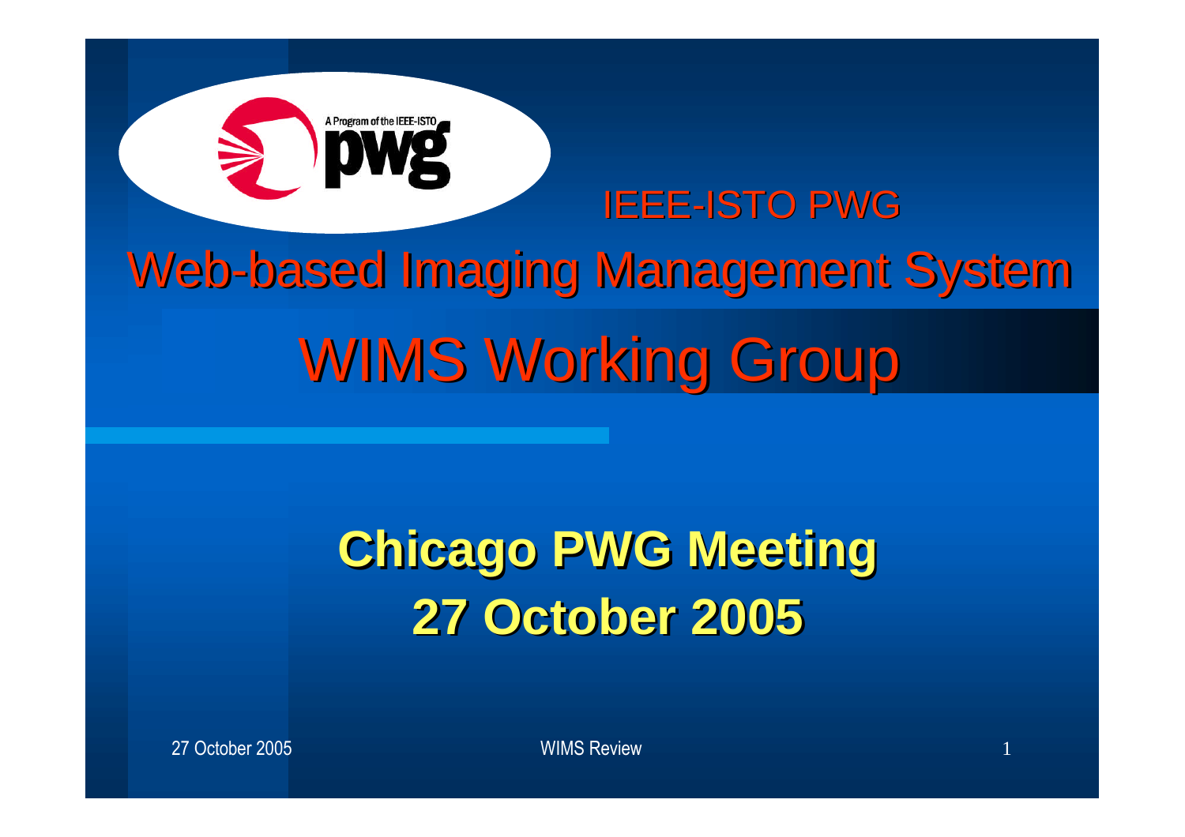IEEE-ISTO PWG

# Web-based Imaging Management System

# WIMS Working Group

**Chicago PWG Meeting**
**27 October 2005**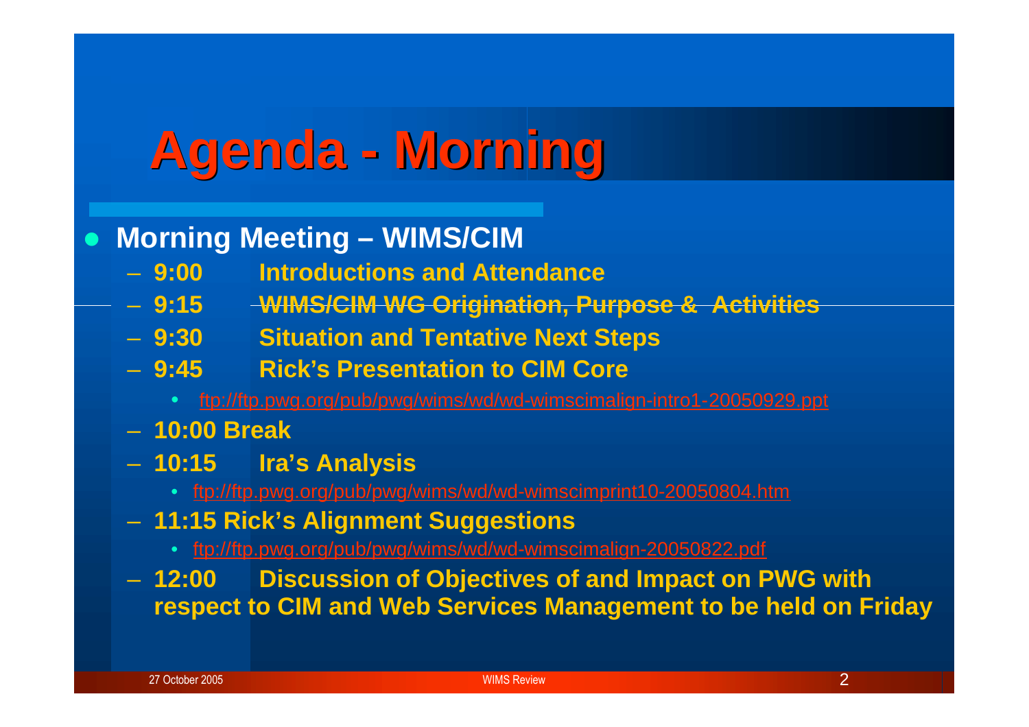# Agenda - Morning

- **Morning Meeting – WIMS/CIM**
  - **9:00 Introductions and Attendance**
  - **9:15 WIMS/CIM WG Origination, Purpose & Activities**
  - **9:30 Situation and Tentative Next Steps**
  - **9:45 Rick's Presentation to CIM Core**
    - ftp://ftp.pwg.org/pub/pwg/wims/wd/wd-wimscimalign-intro1-20050929.ppt
  - **10:00 Break**
  - **10:15 Ira's Analysis**
    - ftp://ftp.pwg.org/pub/pwg/wims/wd/wd-wimscimprint10-20050804.htm
  - **11:15 Rick's Alignment Suggestions**
    - ftp://ftp.pwg.org/pub/pwg/wims/wd/wd-wimscimalign-20050822.pdf
  - **12:00 Discussion of Objectives of and Impact on PWG with respect to CIM and Web Services Management to be held on Friday**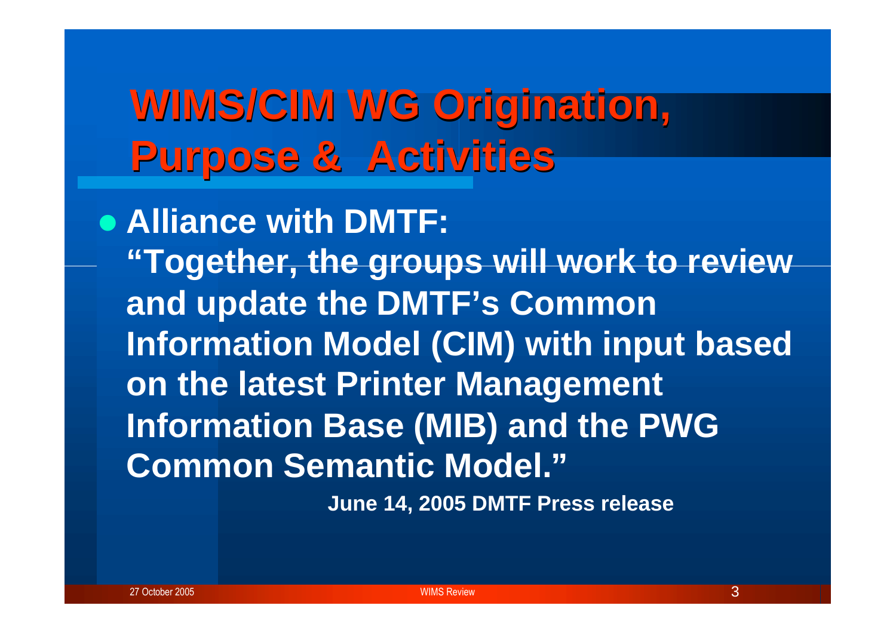# WIMS/CIM WG Origination, Purpose & Activities

- **Alliance with DMTF:**
  **"Together, the groups will work to review and update the DMTF's Common Information Model (CIM) with input based on the latest Printer Management Information Base (MIB) and the PWG Common Semantic Model."**
  **June 14, 2005 DMTF Press release**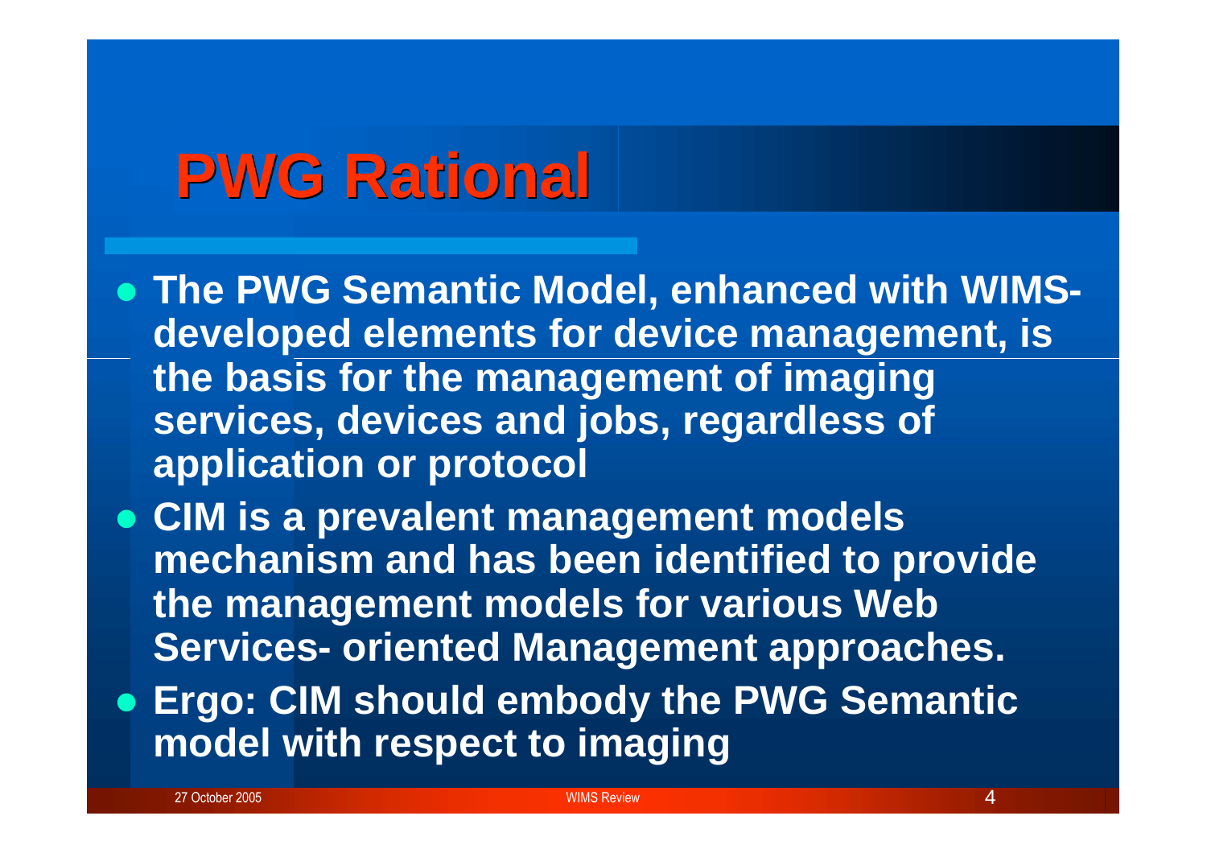# PWG Rational

- The PWG Semantic Model, enhanced with WIMS-developed elements for device management, is the basis for the management of imaging services, devices and jobs, regardless of application or protocol
- CIM is a prevalent management models mechanism and has been identified to provide the management models for various Web Services- oriented Management approaches.
- Ergo: CIM should embody the PWG Semantic model with respect to imaging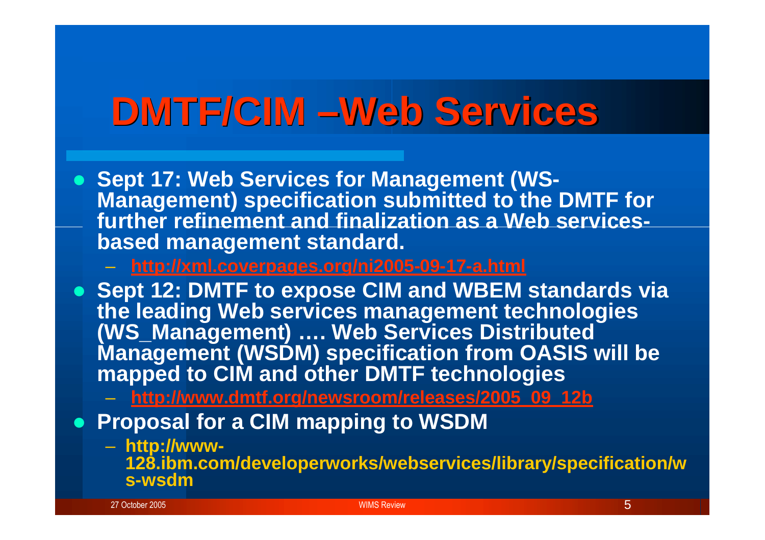# DMTF/CIM –Web Services

- **Sept 17: Web Services for Management (WS-Management) specification submitted to the DMTF for further refinement and finalization as a Web services-based management standard.**
  - **http://xml.coverpages.org/ni2005-09-17-a.html**
- **Sept 12: DMTF to expose CIM and WBEM standards via the leading Web services management technologies (WS_Management) …. Web Services Distributed Management (WSDM) specification from OASIS will be mapped to CIM and other DMTF technologies**
  - **http://www.dmtf.org/newsroom/releases/2005_09_12b**
- **Proposal for a CIM mapping to WSDM**
  - **http://www-128.ibm.com/developerworks/webservices/library/specification/ws-wsdm**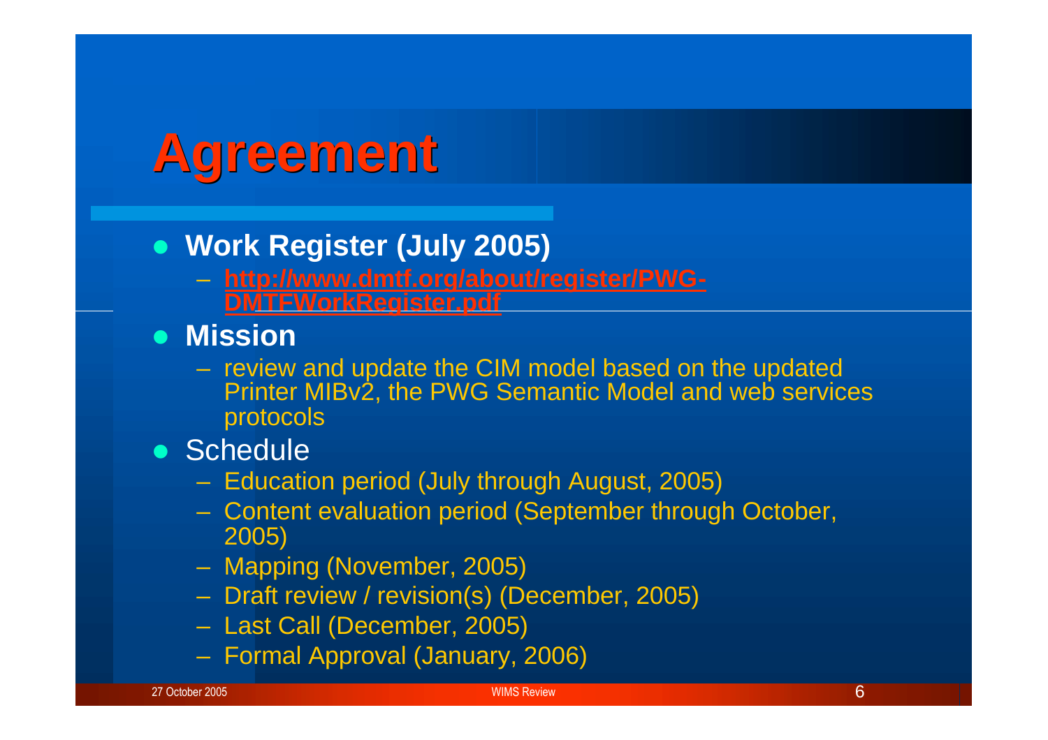# Agreement

- **Work Register (July 2005)**
  - [http://www.dmtf.org/about/register/PWG-DMTFWorkRegister.pdf](http://www.dmtf.org/about/register/PWG-DMTFWorkRegister.pdf)
- **Mission**
  - review and update the CIM model based on the updated Printer MIBv2, the PWG Semantic Model and web services protocols
- Schedule
  - Education period (July through August, 2005)
  - Content evaluation period (September through October, 2005)
  - Mapping (November, 2005)
  - Draft review / revision(s) (December, 2005)
  - Last Call (December, 2005)
  - Formal Approval (January, 2006)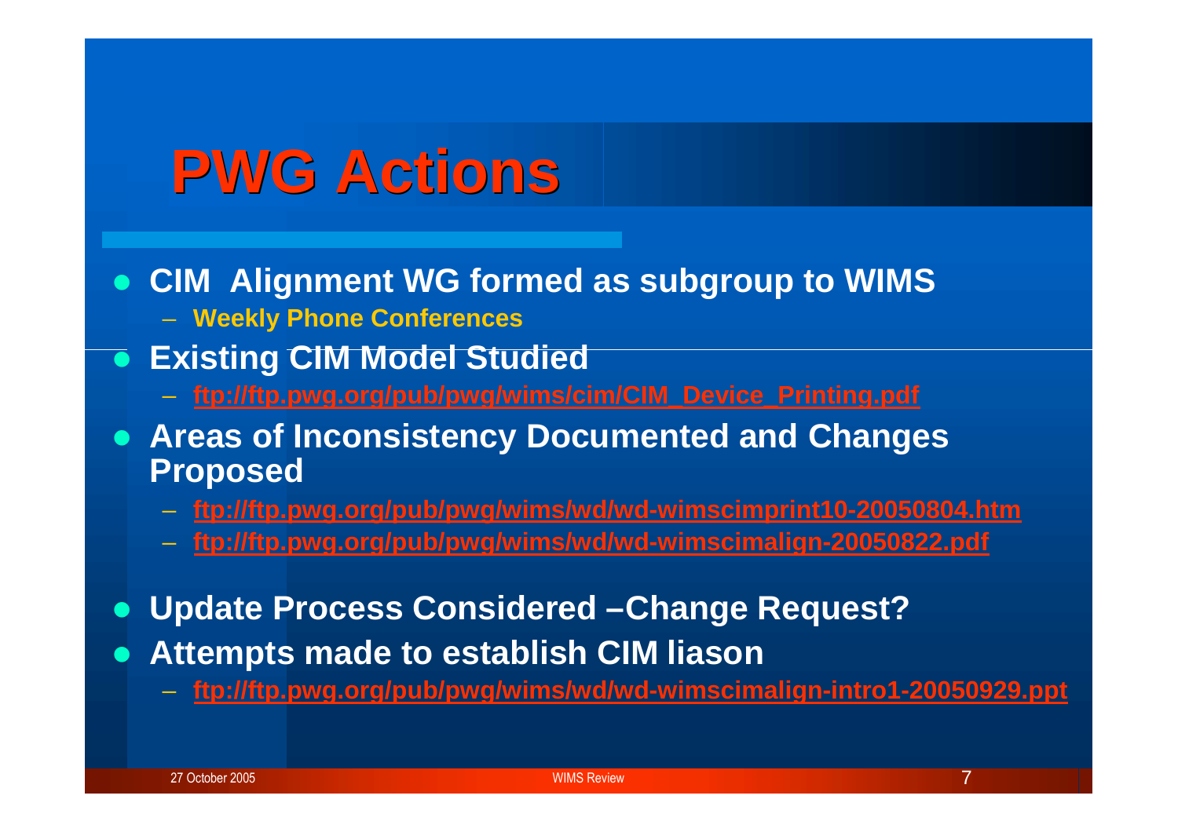# PWG Actions

- **CIM Alignment WG formed as subgroup to WIMS**
  - **Weekly Phone Conferences**
- **Existing CIM Model Studied**
  - **ftp://ftp.pwg.org/pub/pwg/wims/cim/CIM_Device_Printing.pdf**
- **Areas of Inconsistency Documented and Changes Proposed**
  - **ftp://ftp.pwg.org/pub/pwg/wims/wd/wd-wimscimprint10-20050804.htm**
  - **ftp://ftp.pwg.org/pub/pwg/wims/wd/wd-wimscimalign-20050822.pdf**
- **Update Process Considered –Change Request?**
- **Attempts made to establish CIM liason**
  - **ftp://ftp.pwg.org/pub/pwg/wims/wd/wd-wimscimalign-intro1-20050929.ppt**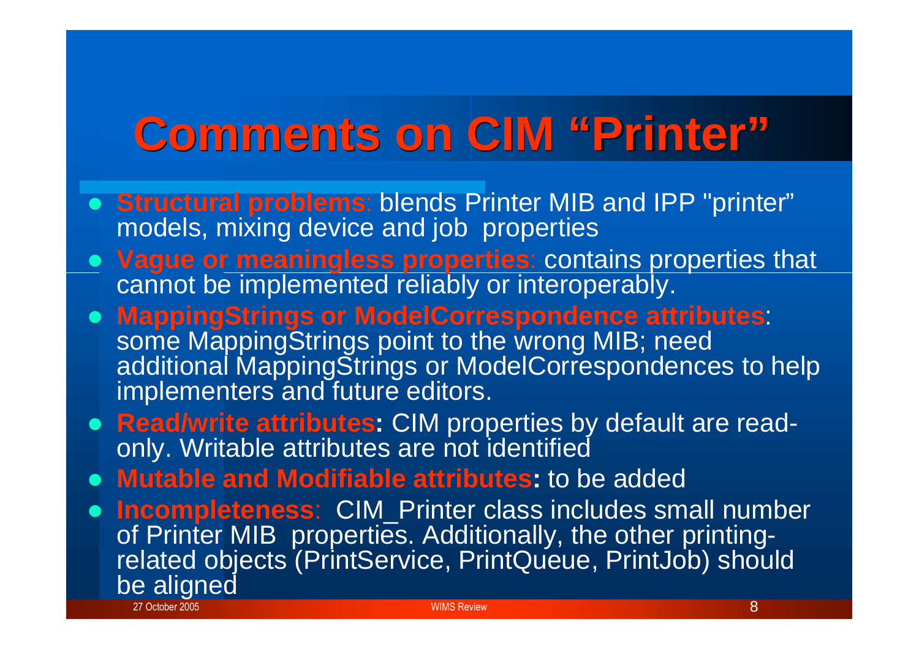# Comments on CIM "Printer"

- **Structural problems**: blends Printer MIB and IPP "printer" models, mixing device and job properties
- **Vague or meaningless properties**: contains properties that cannot be implemented reliably or interoperably.
- **MappingStrings or ModelCorrespondence attributes**: some MappingStrings point to the wrong MIB; need additional MappingStrings or ModelCorrespondences to help implementers and future editors.
- **Read/write attributes:** CIM properties by default are read-only. Writable attributes are not identified
- **Mutable and Modifiable attributes:** to be added
- **Incompleteness**: CIM_Printer class includes small number of Printer MIB properties. Additionally, the other printing-related objects (PrintService, PrintQueue, PrintJob) should be aligned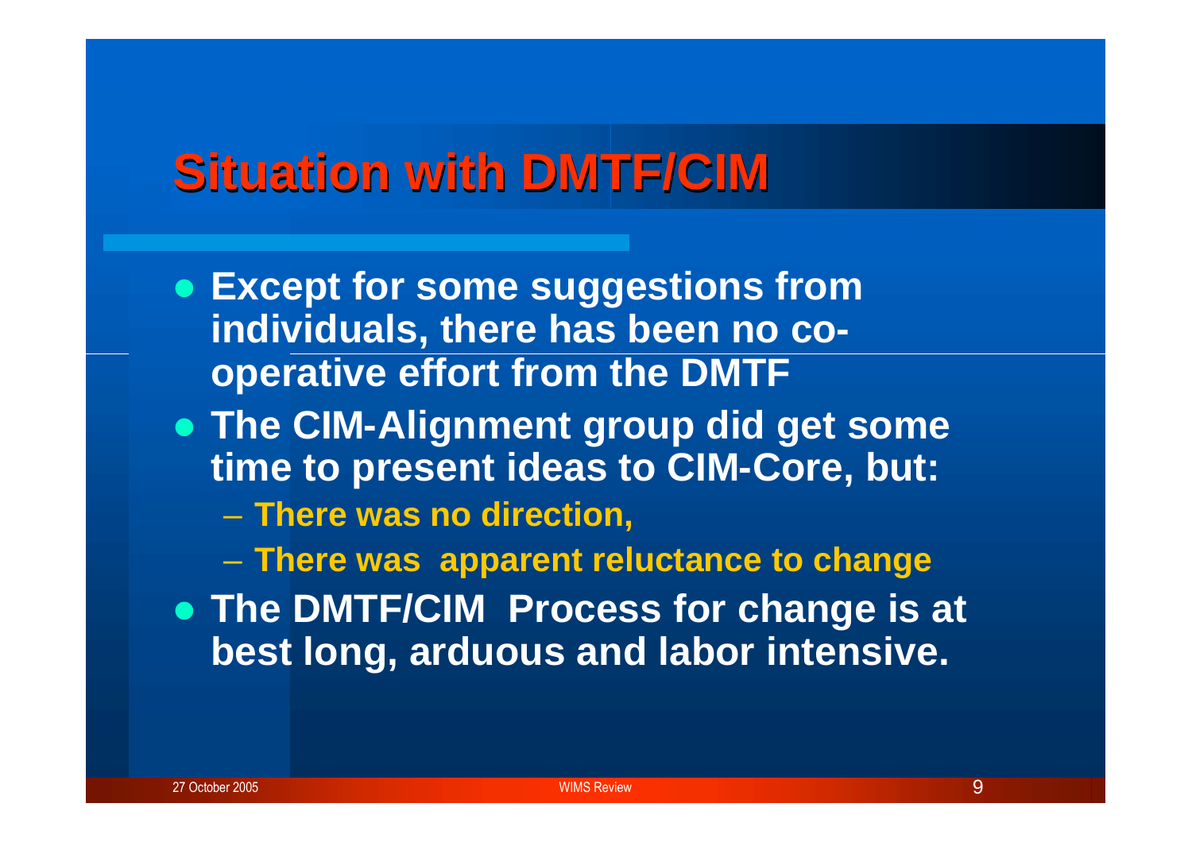# Situation with DMTF/CIM

- Except for some suggestions from individuals, there has been no co-operative effort from the DMTF
- The CIM-Alignment group did get some time to present ideas to CIM-Core, but:
  - There was no direction,
  - There was apparent reluctance to change
- The DMTF/CIM Process for change is at best long, arduous and labor intensive.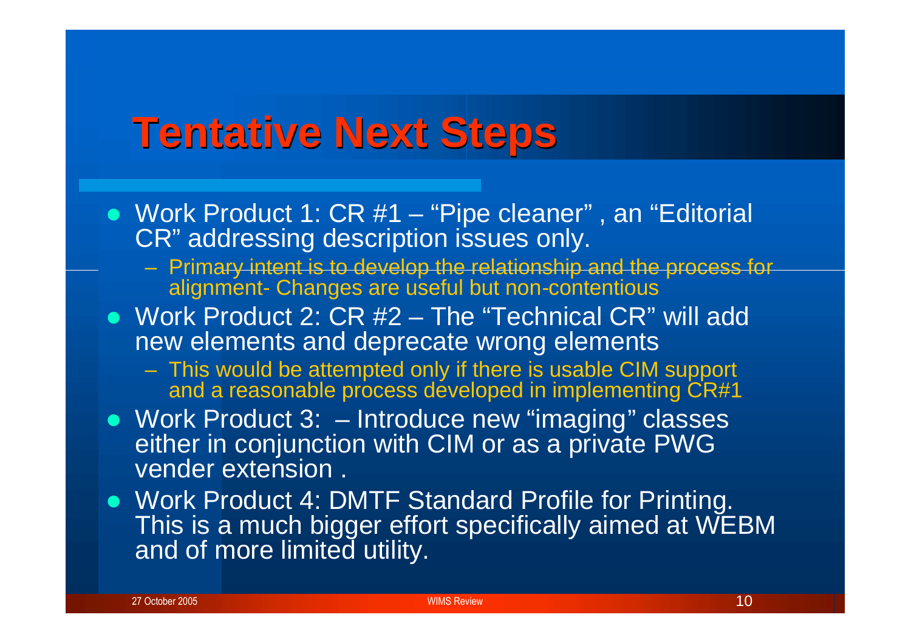# Tentative Next Steps

- Work Product 1: CR #1 – "Pipe cleaner" , an "Editorial CR" addressing description issues only.
  - Primary intent is to develop the relationship and the process for alignment- Changes are useful but non-contentious
- Work Product 2: CR #2 – The "Technical CR" will add new elements and deprecate wrong elements
  - This would be attempted only if there is usable CIM support and a reasonable process developed in implementing CR#1
- Work Product 3: – Introduce new "imaging" classes either in conjunction with CIM or as a private PWG vender extension .
- Work Product 4: DMTF Standard Profile for Printing. This is a much bigger effort specifically aimed at WEBM and of more limited utility.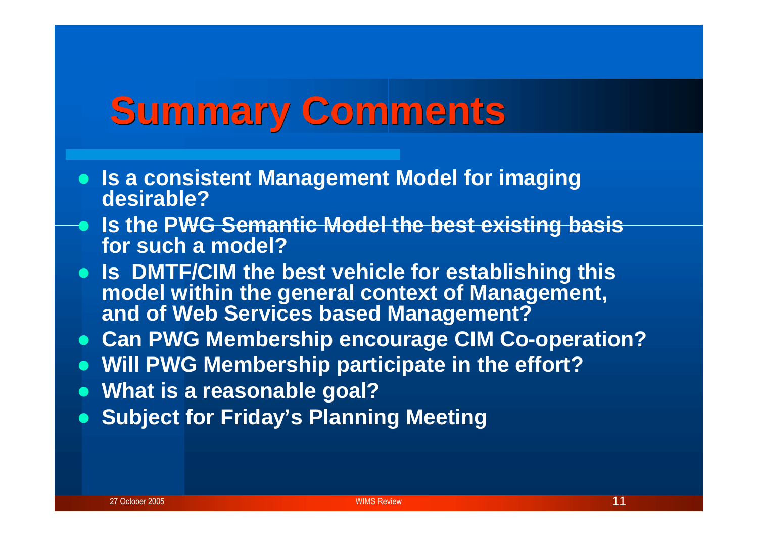# Summary Comments

- **Is a consistent Management Model for imaging desirable?**
- **Is the PWG Semantic Model the best existing basis for such a model?**
- **Is DMTF/CIM the best vehicle for establishing this model within the general context of Management, and of Web Services based Management?**
- **Can PWG Membership encourage CIM Co-operation?**
- **Will PWG Membership participate in the effort?**
- **What is a reasonable goal?**
- **Subject for Friday's Planning Meeting**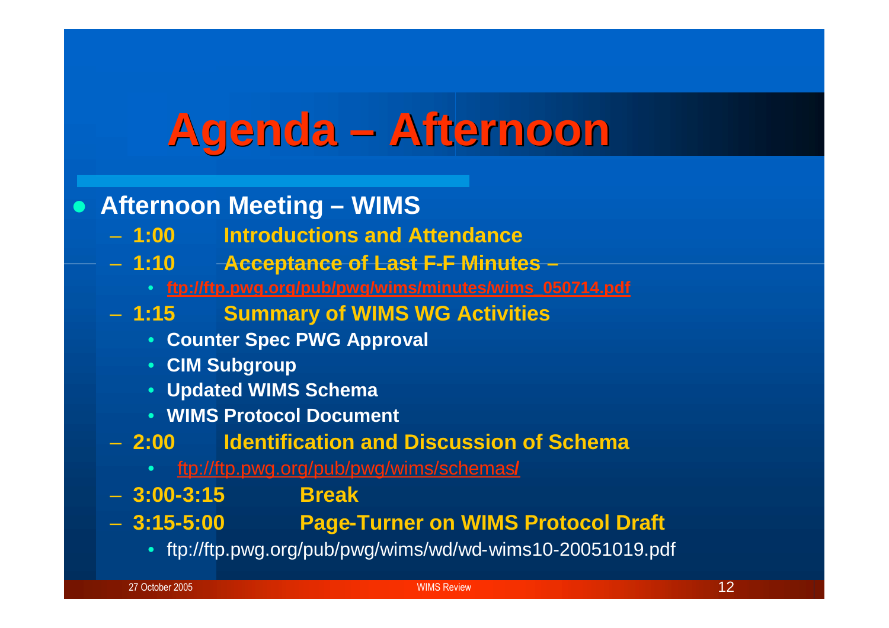# Agenda – Afternoon

- **Afternoon Meeting – WIMS**
  - **1:00 Introductions and Attendance**
  - **1:10 Acceptance of Last F-F Minutes –**
    - **ftp://ftp.pwg.org/pub/pwg/wims/minutes/wims_050714.pdf**
  - **1:15 Summary of WIMS WG Activities**
    - **Counter Spec PWG Approval**
    - **CIM Subgroup**
    - **Updated WIMS Schema**
    - **WIMS Protocol Document**
  - **2:00 Identification and Discussion of Schema**
    - ftp://ftp.pwg.org/pub/pwg/wims/schemas/
  - **3:00-3:15 Break**
  - **3:15-5:00 Page-Turner on WIMS Protocol Draft**
    - ftp://ftp.pwg.org/pub/pwg/wims/wd/wd-wims10-20051019.pdf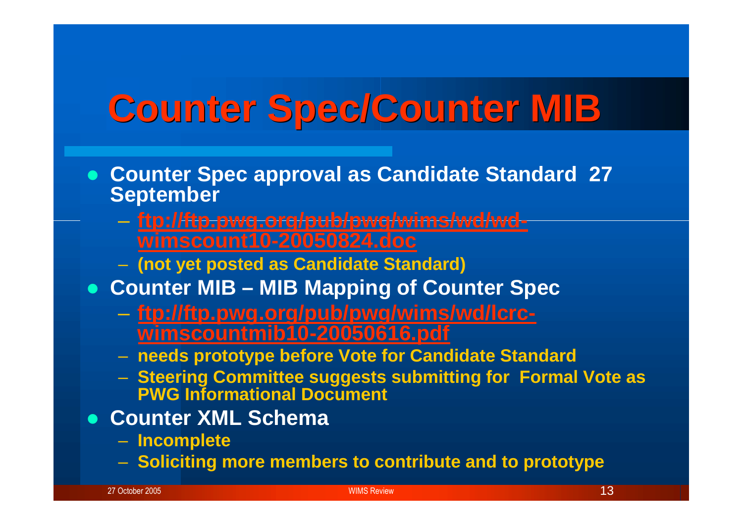# Counter Spec/Counter MIB

- Counter Spec approval as Candidate Standard 27 September
  - ftp://ftp.pwg.org/pub/pwg/wims/wd/wd-wimscount10-20050824.doc
  - (not yet posted as Candidate Standard)
- Counter MIB – MIB Mapping of Counter Spec
  - ftp://ftp.pwg.org/pub/pwg/wims/wd/lcrc-wimscountmib10-20050616.pdf
  - needs prototype before Vote for Candidate Standard
  - Steering Committee suggests submitting for Formal Vote as PWG Informational Document
- Counter XML Schema
  - Incomplete
  - Soliciting more members to contribute and to prototype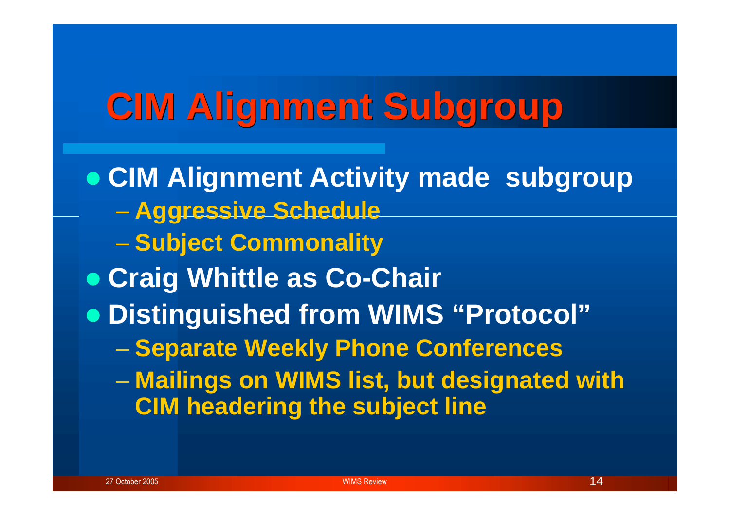# CIM Alignment Subgroup

- CIM Alignment Activity made subgroup
  - Aggressive Schedule
  - Subject Commonality
- Craig Whittle as Co-Chair
- Distinguished from WIMS "Protocol"
  - Separate Weekly Phone Conferences
  - Mailings on WIMS list, but designated with CIM headering the subject line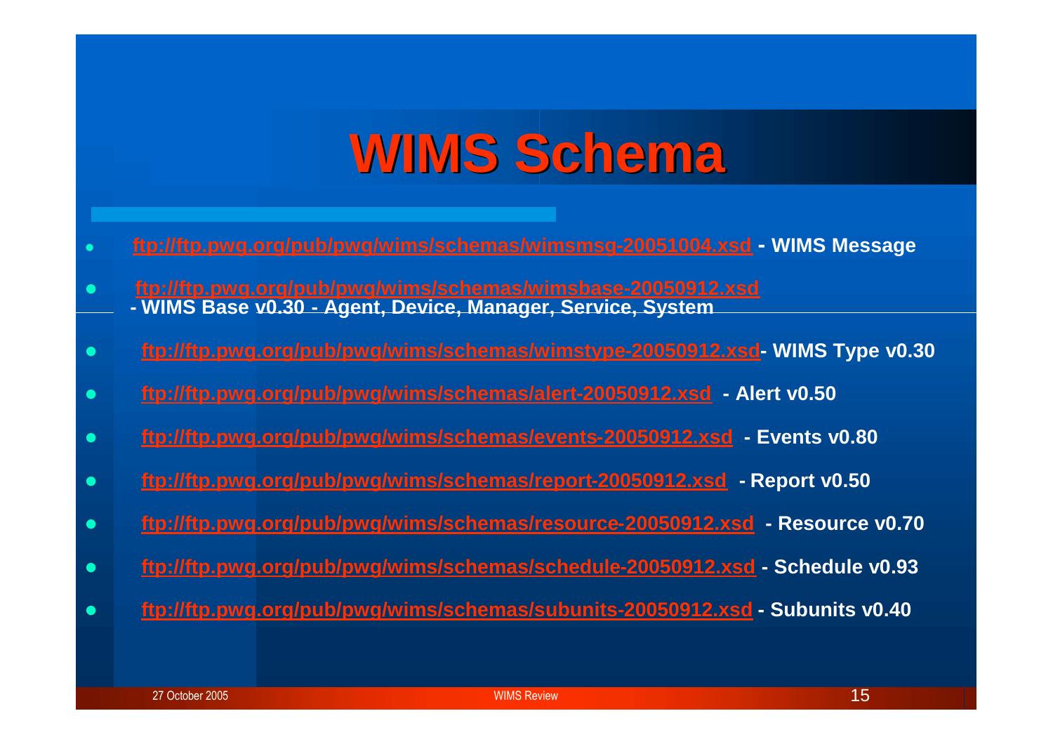# WIMS Schema

- ftp://ftp.pwg.org/pub/pwg/wims/schemas/wimsmsg-20051004.xsd - WIMS Message
- ftp://ftp.pwg.org/pub/pwg/wims/schemas/wimsbase-20050912.xsd - WIMS Base v0.30 - Agent, Device, Manager, Service, System
- ftp://ftp.pwg.org/pub/pwg/wims/schemas/wimstype-20050912.xsd- WIMS Type v0.30
- ftp://ftp.pwg.org/pub/pwg/wims/schemas/alert-20050912.xsd - Alert v0.50
- ftp://ftp.pwg.org/pub/pwg/wims/schemas/events-20050912.xsd - Events v0.80
- ftp://ftp.pwg.org/pub/pwg/wims/schemas/report-20050912.xsd - Report v0.50
- ftp://ftp.pwg.org/pub/pwg/wims/schemas/resource-20050912.xsd - Resource v0.70
- ftp://ftp.pwg.org/pub/pwg/wims/schemas/schedule-20050912.xsd - Schedule v0.93
- ftp://ftp.pwg.org/pub/pwg/wims/schemas/subunits-20050912.xsd - Subunits v0.40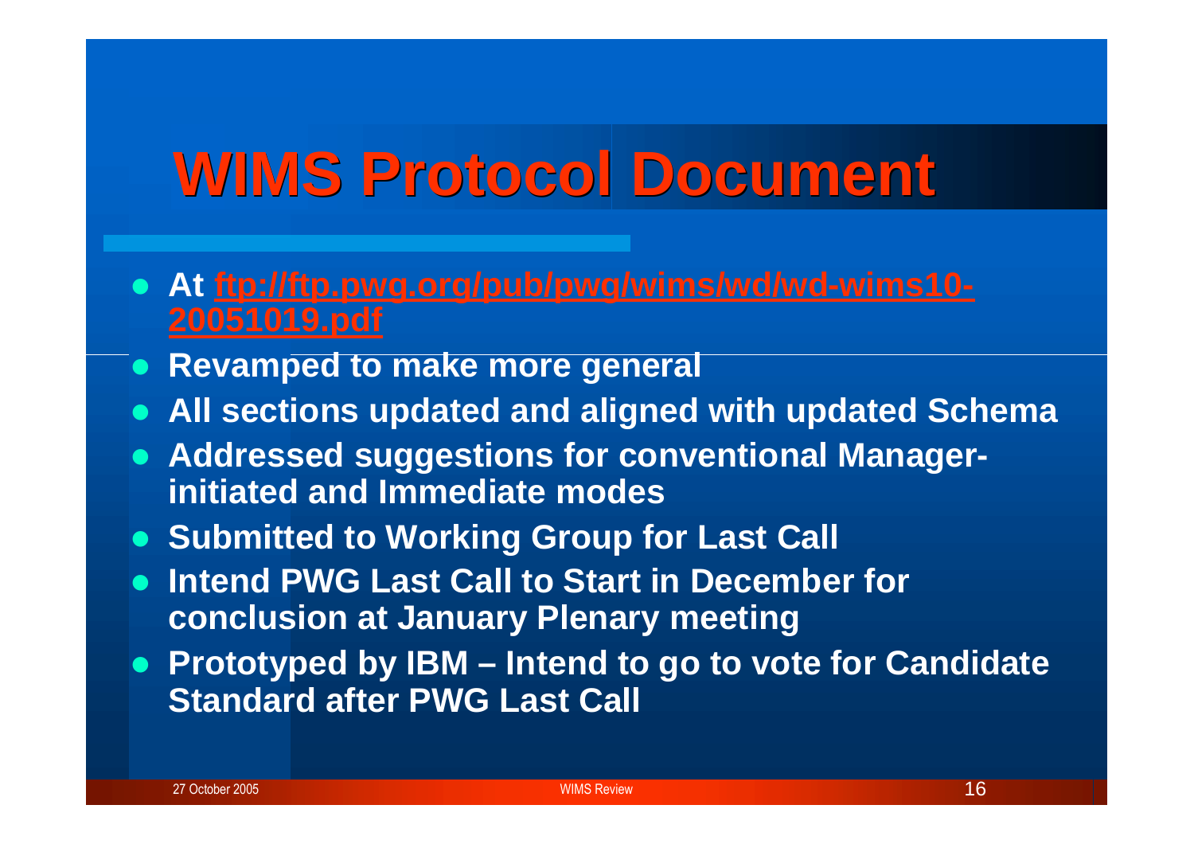# WIMS Protocol Document

- At [ftp://ftp.pwg.org/pub/pwg/wims/wd/wd-wims10-20051019.pdf](ftp://ftp.pwg.org/pub/pwg/wims/wd/wd-wims10-20051019.pdf)
- Revamped to make more general
- All sections updated and aligned with updated Schema
- Addressed suggestions for conventional Manager-initiated and Immediate modes
- Submitted to Working Group for Last Call
- Intend PWG Last Call to Start in December for conclusion at January Plenary meeting
- Prototyped by IBM – Intend to go to vote for Candidate Standard after PWG Last Call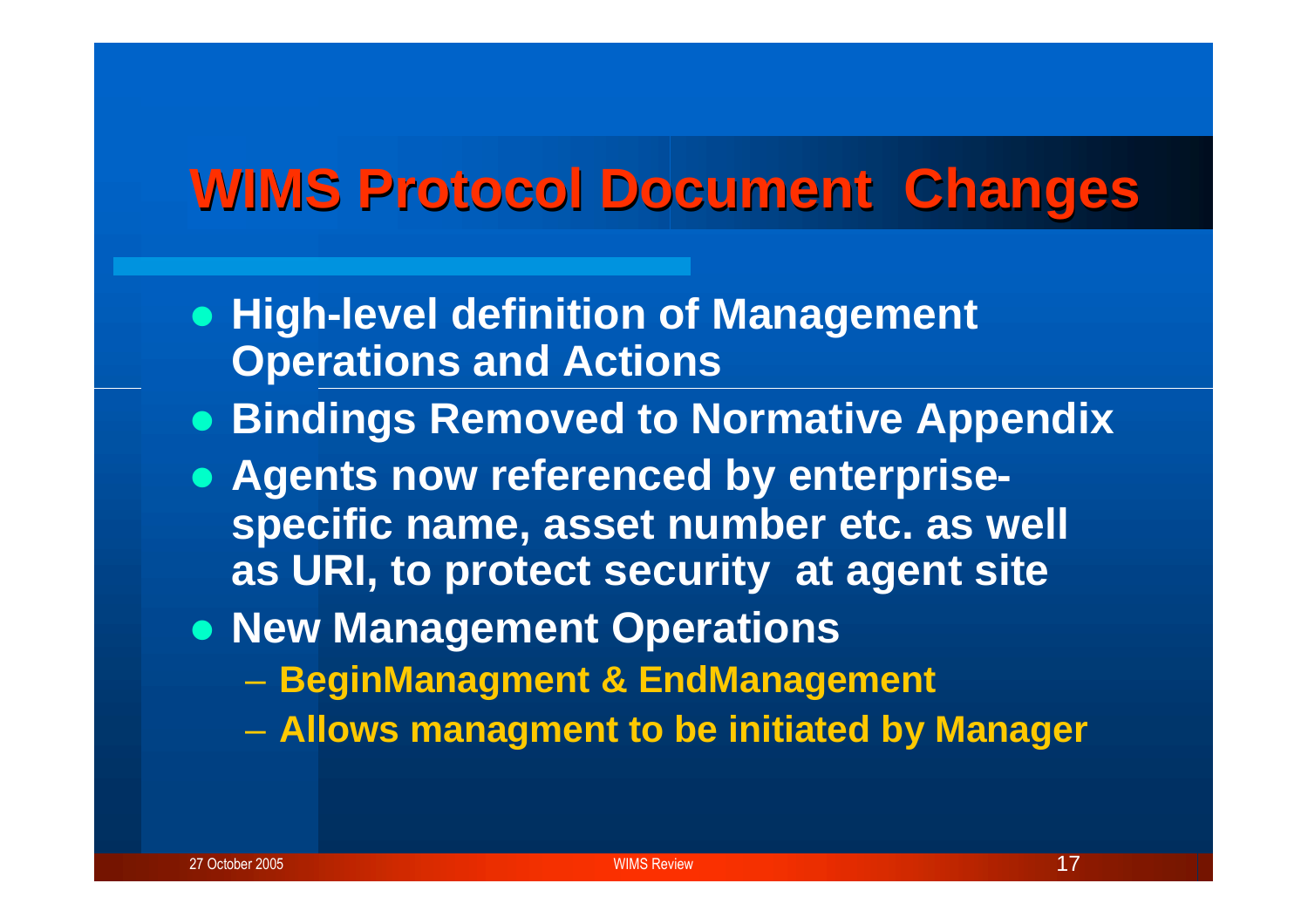# WIMS Protocol Document Changes

- **High-level definition of Management Operations and Actions**
- **Bindings Removed to Normative Appendix**
- **Agents now referenced by enterprise-specific name, asset number etc. as well as URI, to protect security at agent site**
- **New Management Operations**
  - **BeginManagment & EndManagement**
  - **Allows managment to be initiated by Manager**